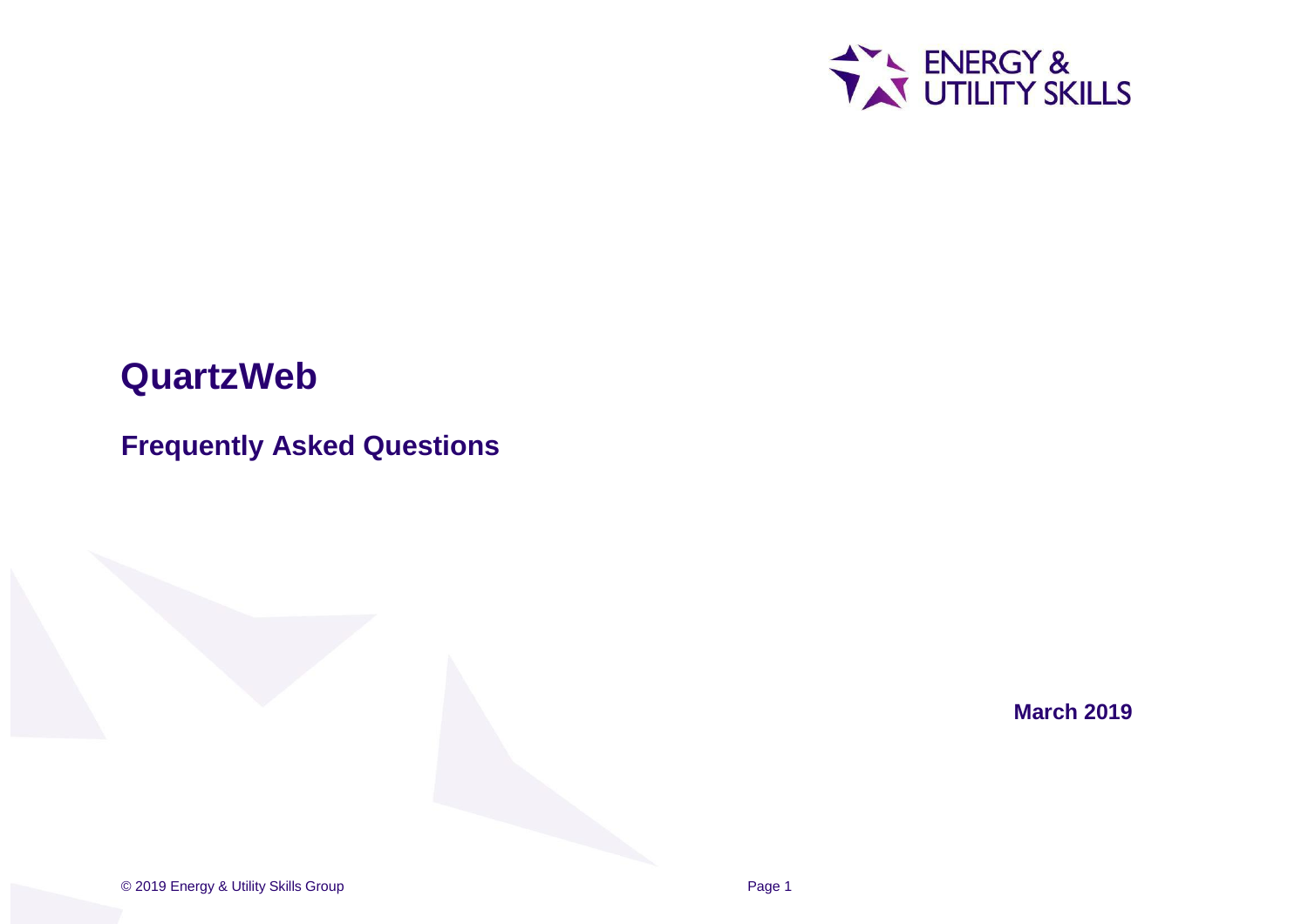ENERGY & UTILITY SKILLS

# QuartzWeb

## Frequently Asked Questions

**March 2019**

© 2019 Energy & Utility Skills Group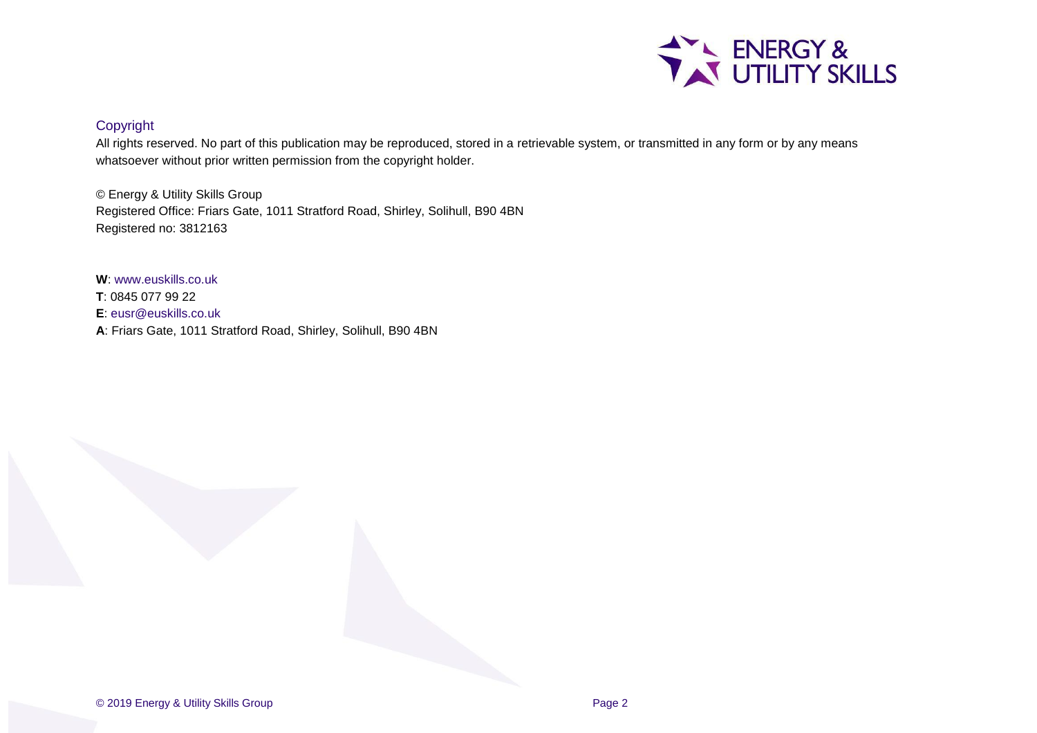## Copyright

All rights reserved. No part of this publication may be reproduced, stored in a retrievable system, or transmitted in any form or by any means whatsoever without prior written permission from the copyright holder.

© Energy & Utility Skills Group
Registered Office: Friars Gate, 1011 Stratford Road, Shirley, Solihull, B90 4BN
Registered no: 3812163

**W**: www.euskills.co.uk
**T**: 0845 077 99 22
**E**: eusr@euskills.co.uk
**A**: Friars Gate, 1011 Stratford Road, Shirley, Solihull, B90 4BN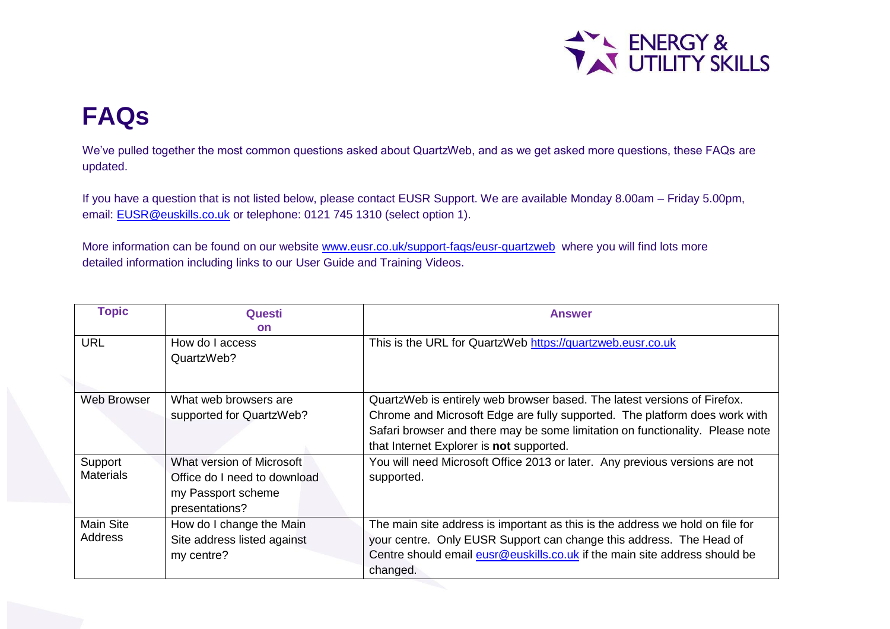# FAQs

We've pulled together the most common questions asked about QuartzWeb, and as we get asked more questions, these FAQs are updated.

If you have a question that is not listed below, please contact EUSR Support. We are available Monday 8.00am – Friday 5.00pm, email: [EUSR@euskills.co.uk](mailto:EUSR@euskills.co.uk) or telephone: 0121 745 1310 (select option 1).

More information can be found on our website [www.eusr.co.uk/support-faqs/eusr-quartzweb](www.eusr.co.uk/support-faqs/eusr-quartzweb) where you will find lots more detailed information including links to our User Guide and Training Videos.

| Topic | Question | Answer |
|---|---|---|
| URL | How do I access QuartzWeb? | This is the URL for QuartzWeb [https://quartzweb.eusr.co.uk](https://quartzweb.eusr.co.uk) |
| Web Browser | What web browsers are supported for QuartzWeb? | QuartzWeb is entirely web browser based. The latest versions of Firefox. Chrome and Microsoft Edge are fully supported. The platform does work with Safari browser and there may be some limitation on functionality. Please note that Internet Explorer is **not** supported. |
| Support Materials | What version of Microsoft Office do I need to download my Passport scheme presentations? | You will need Microsoft Office 2013 or later. Any previous versions are not supported. |
| Main Site Address | How do I change the Main Site address listed against my centre? | The main site address is important as this is the address we hold on file for your centre. Only EUSR Support can change this address. The Head of Centre should email [eusr@euskills.co.uk](mailto:eusr@euskills.co.uk) if the main site address should be changed. |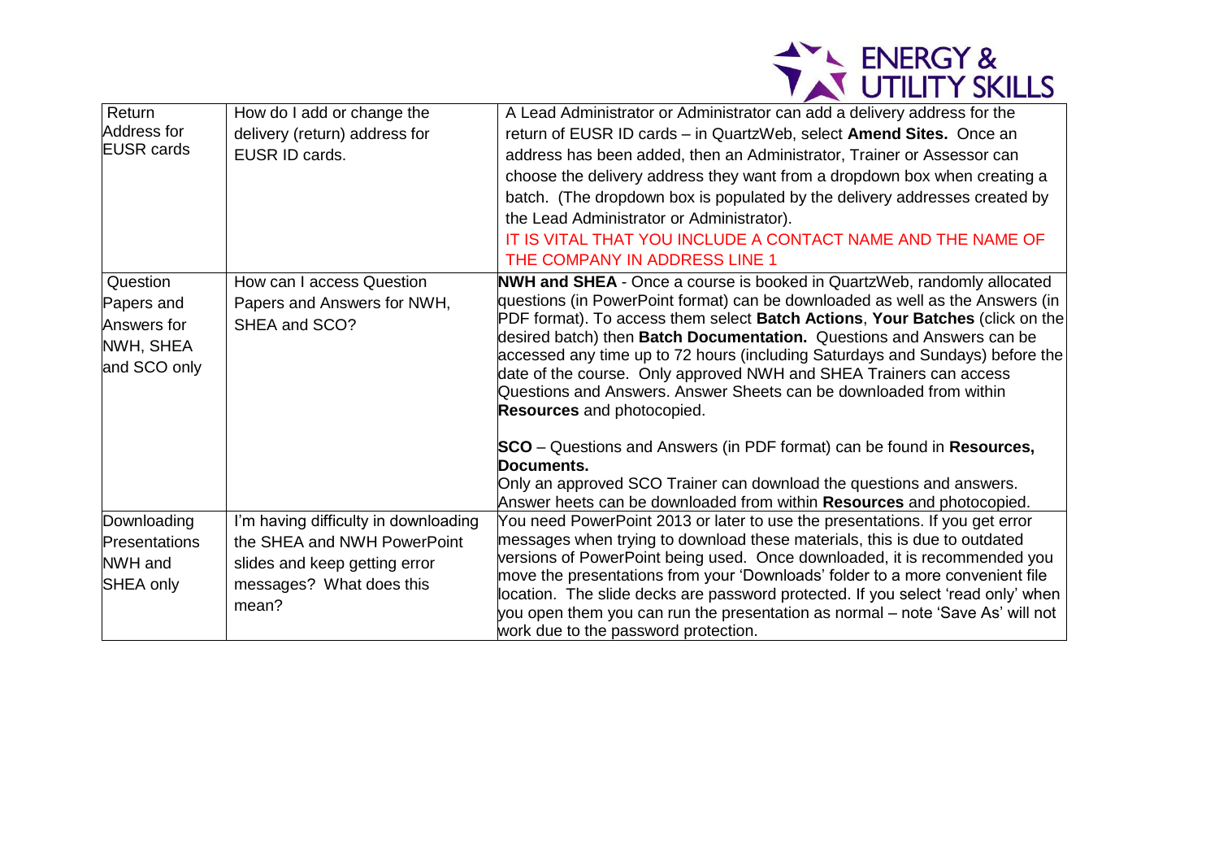| Return Address for EUSR cards | How do I add or change the delivery (return) address for EUSR ID cards. | A Lead Administrator or Administrator can add a delivery address for the return of EUSR ID cards – in QuartzWeb, select **Amend Sites.** Once an address has been added, then an Administrator, Trainer or Assessor can choose the delivery address they want from a dropdown box when creating a batch. (The dropdown box is populated by the delivery addresses created by the Lead Administrator or Administrator). IT IS VITAL THAT YOU INCLUDE A CONTACT NAME AND THE NAME OF THE COMPANY IN ADDRESS LINE 1 |
|---|---|---|
| Question Papers and Answers for NWH, SHEA and SCO only | How can I access Question Papers and Answers for NWH, SHEA and SCO? | **NWH and SHEA** - Once a course is booked in QuartzWeb, randomly allocated questions (in PowerPoint format) can be downloaded as well as the Answers (in PDF format). To access them select **Batch Actions**, **Your Batches** (click on the desired batch) then **Batch Documentation.** Questions and Answers can be accessed any time up to 72 hours (including Saturdays and Sundays) before the date of the course. Only approved NWH and SHEA Trainers can access Questions and Answers. Answer Sheets can be downloaded from within **Resources** and photocopied.<br><br>**SCO** – Questions and Answers (in PDF format) can be found in **Resources, Documents.**<br>Only an approved SCO Trainer can download the questions and answers. Answer heets can be downloaded from within **Resources** and photocopied. |
| Downloading Presentations NWH and SHEA only | I'm having difficulty in downloading the SHEA and NWH PowerPoint slides and keep getting error messages? What does this mean? | You need PowerPoint 2013 or later to use the presentations. If you get error messages when trying to download these materials, this is due to outdated versions of PowerPoint being used. Once downloaded, it is recommended you move the presentations from your 'Downloads' folder to a more convenient file location. The slide decks are password protected. If you select 'read only' when you open them you can run the presentation as normal – note 'Save As' will not work due to the password protection. |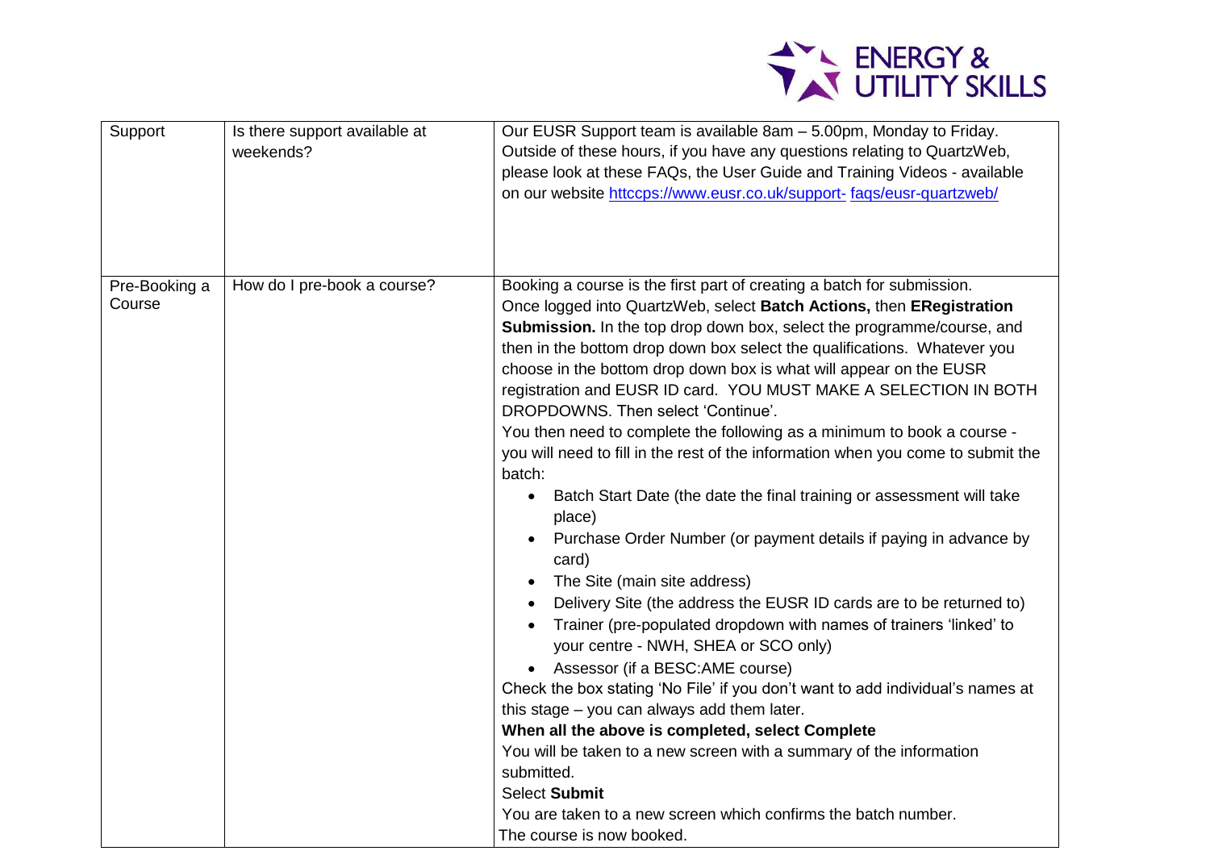| Support | Is there support available at weekends? | Our EUSR Support team is available 8am – 5.00pm, Monday to Friday. Outside of these hours, if you have any questions relating to QuartzWeb, please look at these FAQs, the User Guide and Training Videos - available on our website httccps://www.eusr.co.uk/support- faqs/eusr-quartzweb/ |
|---|---|---|
| Pre-Booking a Course | How do I pre-book a course? | Booking a course is the first part of creating a batch for submission.<br>Once logged into QuartzWeb, select **Batch Actions,** then **ERegistration Submission.** In the top drop down box, select the programme/course, and then in the bottom drop down box select the qualifications. Whatever you choose in the bottom drop down box is what will appear on the EUSR registration and EUSR ID card. YOU MUST MAKE A SELECTION IN BOTH DROPDOWNS. Then select 'Continue'.<br>You then need to complete the following as a minimum to book a course - you will need to fill in the rest of the information when you come to submit the batch:<br>• Batch Start Date (the date the final training or assessment will take place)<br>• Purchase Order Number (or payment details if paying in advance by card)<br>• The Site (main site address)<br>• Delivery Site (the address the EUSR ID cards are to be returned to)<br>• Trainer (pre-populated dropdown with names of trainers 'linked' to your centre - NWH, SHEA or SCO only)<br>• Assessor (if a BESC:AME course)<br>Check the box stating 'No File' if you don't want to add individual's names at this stage – you can always add them later.<br>**When all the above is completed, select Complete**<br>You will be taken to a new screen with a summary of the information submitted.<br>Select **Submit**<br>You are taken to a new screen which confirms the batch number.<br>The course is now booked. |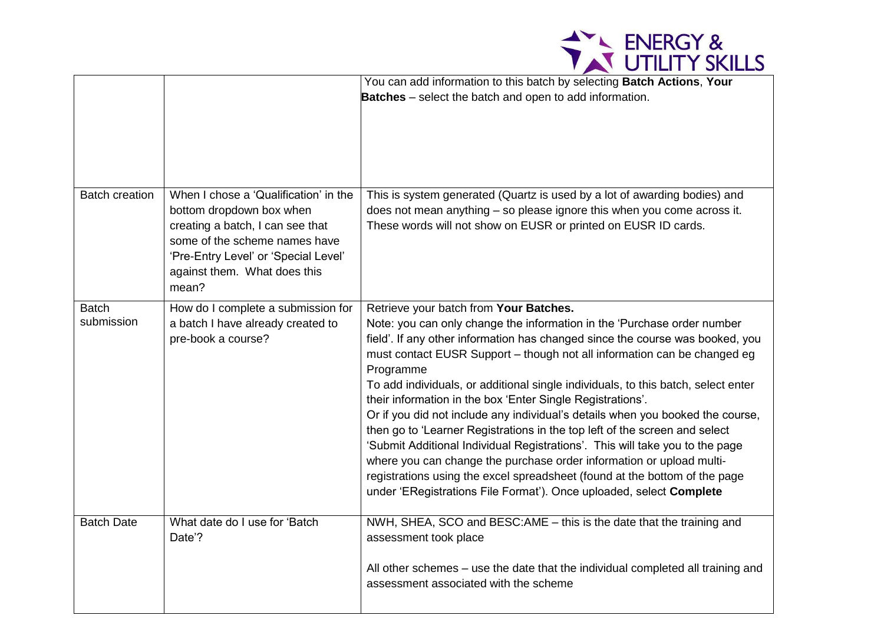| | | |
|---|---|---|
| | | You can add information to this batch by selecting **Batch Actions**, **Your Batches** – select the batch and open to add information. |
| Batch creation | When I chose a 'Qualification' in the bottom dropdown box when creating a batch, I can see that some of the scheme names have 'Pre-Entry Level' or 'Special Level' against them. What does this mean? | This is system generated (Quartz is used by a lot of awarding bodies) and does not mean anything – so please ignore this when you come across it. These words will not show on EUSR or printed on EUSR ID cards. |
| Batch submission | How do I complete a submission for a batch I have already created to pre-book a course? | Retrieve your batch from **Your Batches.**<br>Note: you can only change the information in the 'Purchase order number field'. If any other information has changed since the course was booked, you must contact EUSR Support – though not all information can be changed eg Programme<br>To add individuals, or additional single individuals, to this batch, select enter their information in the box 'Enter Single Registrations'.<br>Or if you did not include any individual's details when you booked the course, then go to 'Learner Registrations in the top left of the screen and select 'Submit Additional Individual Registrations'. This will take you to the page where you can change the purchase order information or upload multi-registrations using the excel spreadsheet (found at the bottom of the page under 'ERegistrations File Format'). Once uploaded, select **Complete** |
| Batch Date | What date do I use for 'Batch Date'? | NWH, SHEA, SCO and BESC:AME – this is the date that the training and assessment took place<br><br>All other schemes – use the date that the individual completed all training and assessment associated with the scheme |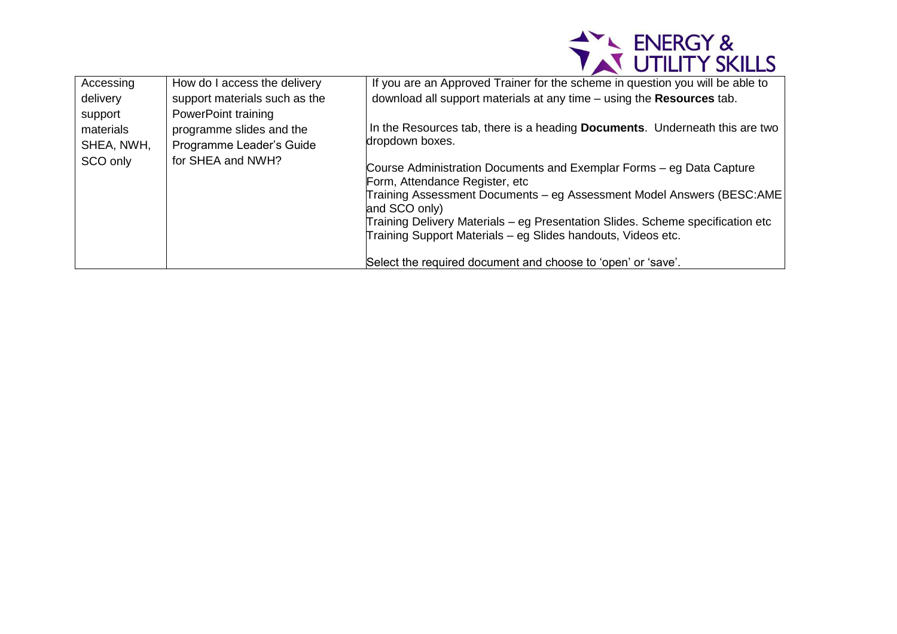| Accessing delivery support materials SHEA, NWH, SCO only | How do I access the delivery support materials such as the PowerPoint training programme slides and the Programme Leader's Guide for SHEA and NWH? | If you are an Approved Trainer for the scheme in question you will be able to download all support materials at any time – using the **Resources** tab.<br><br>In the Resources tab, there is a heading **Documents**. Underneath this are two dropdown boxes.<br><br>Course Administration Documents and Exemplar Forms – eg Data Capture Form, Attendance Register, etc<br>Training Assessment Documents – eg Assessment Model Answers (BESC:AME and SCO only)<br>Training Delivery Materials – eg Presentation Slides. Scheme specification etc<br>Training Support Materials – eg Slides handouts, Videos etc.<br><br>Select the required document and choose to 'open' or 'save'. |
|---|---|---|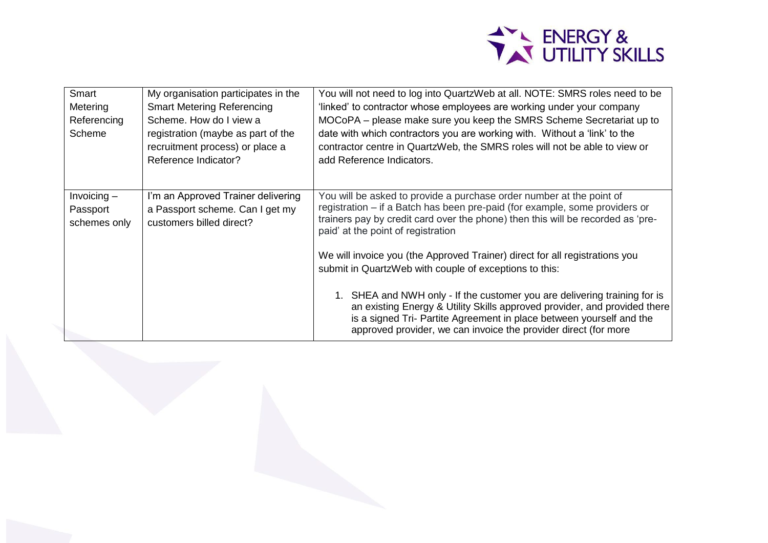| | | |
|---|---|---|
| Smart Metering Referencing Scheme | My organisation participates in the Smart Metering Referencing Scheme. How do I view a registration (maybe as part of the recruitment process) or place a Reference Indicator? | You will not need to log into QuartzWeb at all. NOTE: SMRS roles need to be 'linked' to contractor whose employees are working under your company MOCoPA – please make sure you keep the SMRS Scheme Secretariat up to date with which contractors you are working with. Without a 'link' to the contractor centre in QuartzWeb, the SMRS roles will not be able to view or add Reference Indicators. |
| Invoicing – Passport schemes only | I'm an Approved Trainer delivering a Passport scheme. Can I get my customers billed direct? | You will be asked to provide a purchase order number at the point of registration – if a Batch has been pre-paid (for example, some providers or trainers pay by credit card over the phone) then this will be recorded as 'pre-paid' at the point of registration<br><br>We will invoice you (the Approved Trainer) direct for all registrations you submit in QuartzWeb with couple of exceptions to this:<br><br>1. SHEA and NWH only - If the customer you are delivering training for is an existing Energy & Utility Skills approved provider, and provided there is a signed Tri- Partite Agreement in place between yourself and the approved provider, we can invoice the provider direct (for more |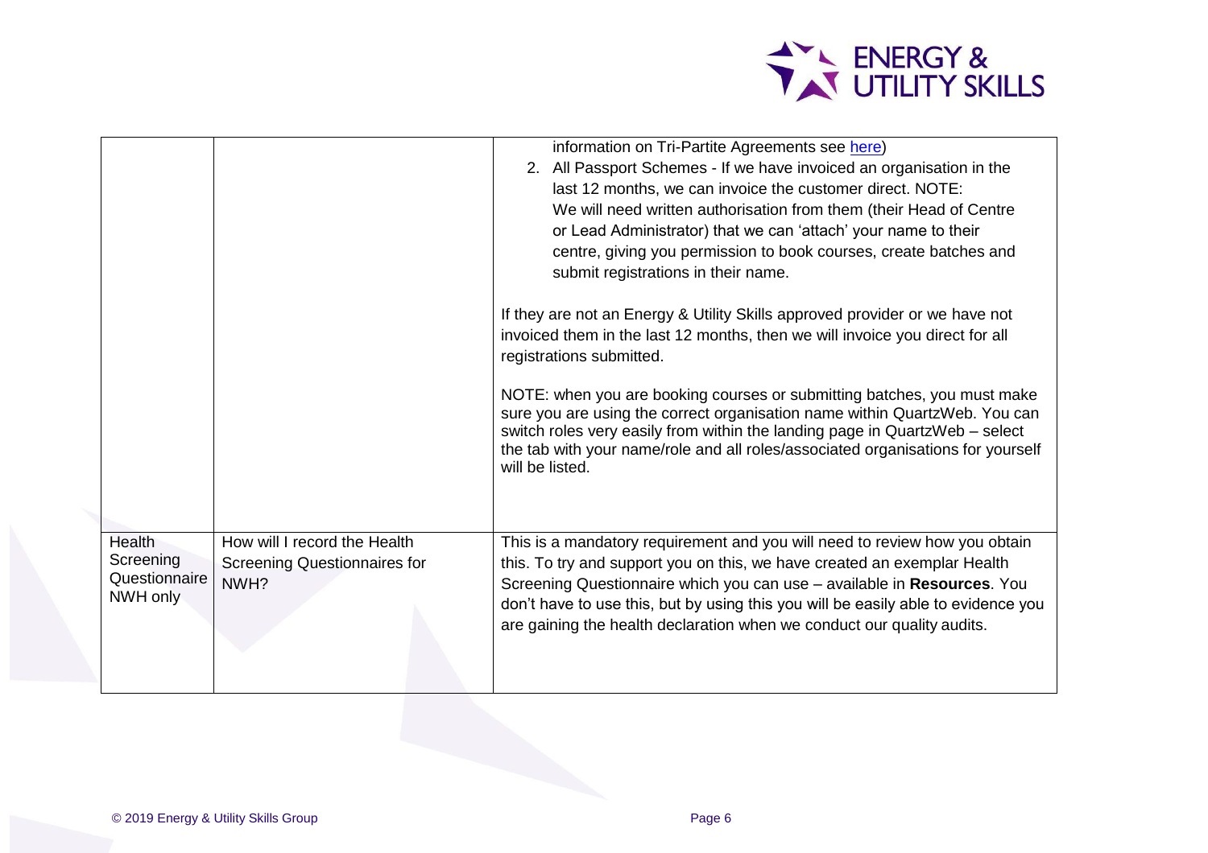| | | |
|---|---|---|
| | | information on Tri-Partite Agreements see [here](#))<br>2. All Passport Schemes - If we have invoiced an organisation in the last 12 months, we can invoice the customer direct. NOTE: We will need written authorisation from them (their Head of Centre or Lead Administrator) that we can 'attach' your name to their centre, giving you permission to book courses, create batches and submit registrations in their name.<br><br>If they are not an Energy & Utility Skills approved provider or we have not invoiced them in the last 12 months, then we will invoice you direct for all registrations submitted.<br><br>NOTE: when you are booking courses or submitting batches, you must make sure you are using the correct organisation name within QuartzWeb. You can switch roles very easily from within the landing page in QuartzWeb – select the tab with your name/role and all roles/associated organisations for yourself will be listed. |
| Health Screening Questionnaire NWH only | How will I record the Health Screening Questionnaires for NWH? | This is a mandatory requirement and you will need to review how you obtain this. To try and support you on this, we have created an exemplar Health Screening Questionnaire which you can use – available in **Resources**. You don't have to use this, but by using this you will be easily able to evidence you are gaining the health declaration when we conduct our quality audits. |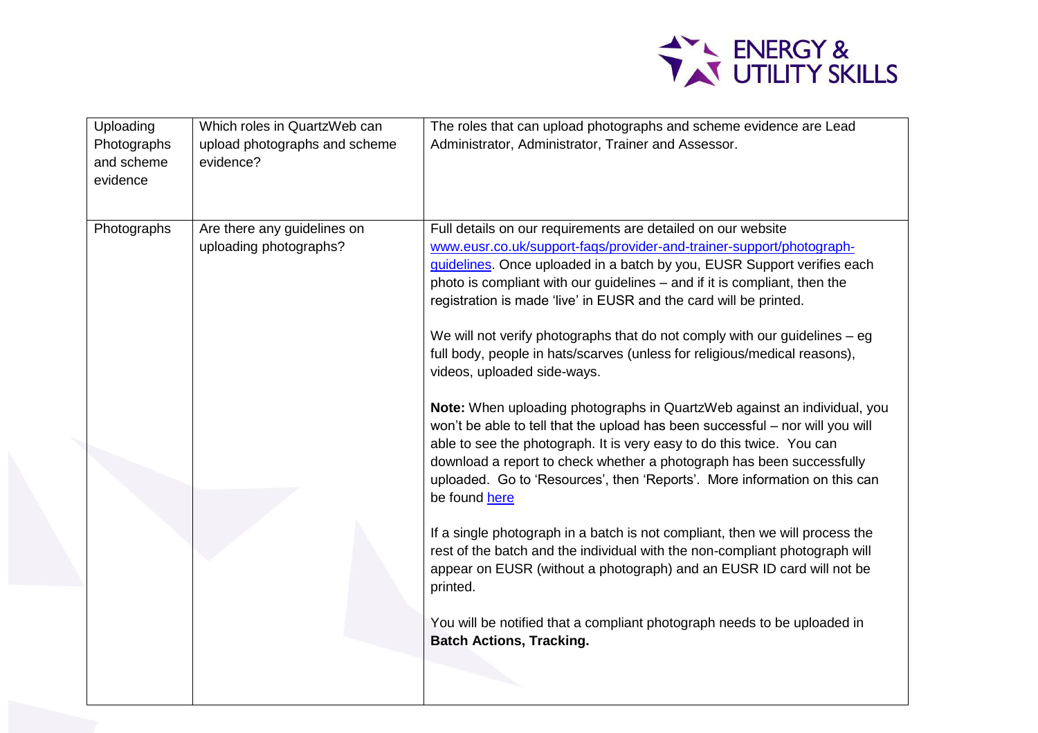| | | |
|---|---|---|
| Uploading Photographs and scheme evidence | Which roles in QuartzWeb can upload photographs and scheme evidence? | The roles that can upload photographs and scheme evidence are Lead Administrator, Administrator, Trainer and Assessor. |
| Photographs | Are there any guidelines on uploading photographs? | Full details on our requirements are detailed on our website [www.eusr.co.uk/support-faqs/provider-and-trainer-support/photograph-guidelines](www.eusr.co.uk/support-faqs/provider-and-trainer-support/photograph-guidelines). Once uploaded in a batch by you, EUSR Support verifies each photo is compliant with our guidelines – and if it is compliant, then the registration is made 'live' in EUSR and the card will be printed.<br><br>We will not verify photographs that do not comply with our guidelines – eg full body, people in hats/scarves (unless for religious/medical reasons), videos, uploaded side-ways.<br><br>**Note:** When uploading photographs in QuartzWeb against an individual, you won't be able to tell that the upload has been successful – nor will you will able to see the photograph. It is very easy to do this twice. You can download a report to check whether a photograph has been successfully uploaded. Go to 'Resources', then 'Reports'. More information on this can be found here<br><br>If a single photograph in a batch is not compliant, then we will process the rest of the batch and the individual with the non-compliant photograph will appear on EUSR (without a photograph) and an EUSR ID card will not be printed.<br><br>You will be notified that a compliant photograph needs to be uploaded in **Batch Actions, Tracking.** |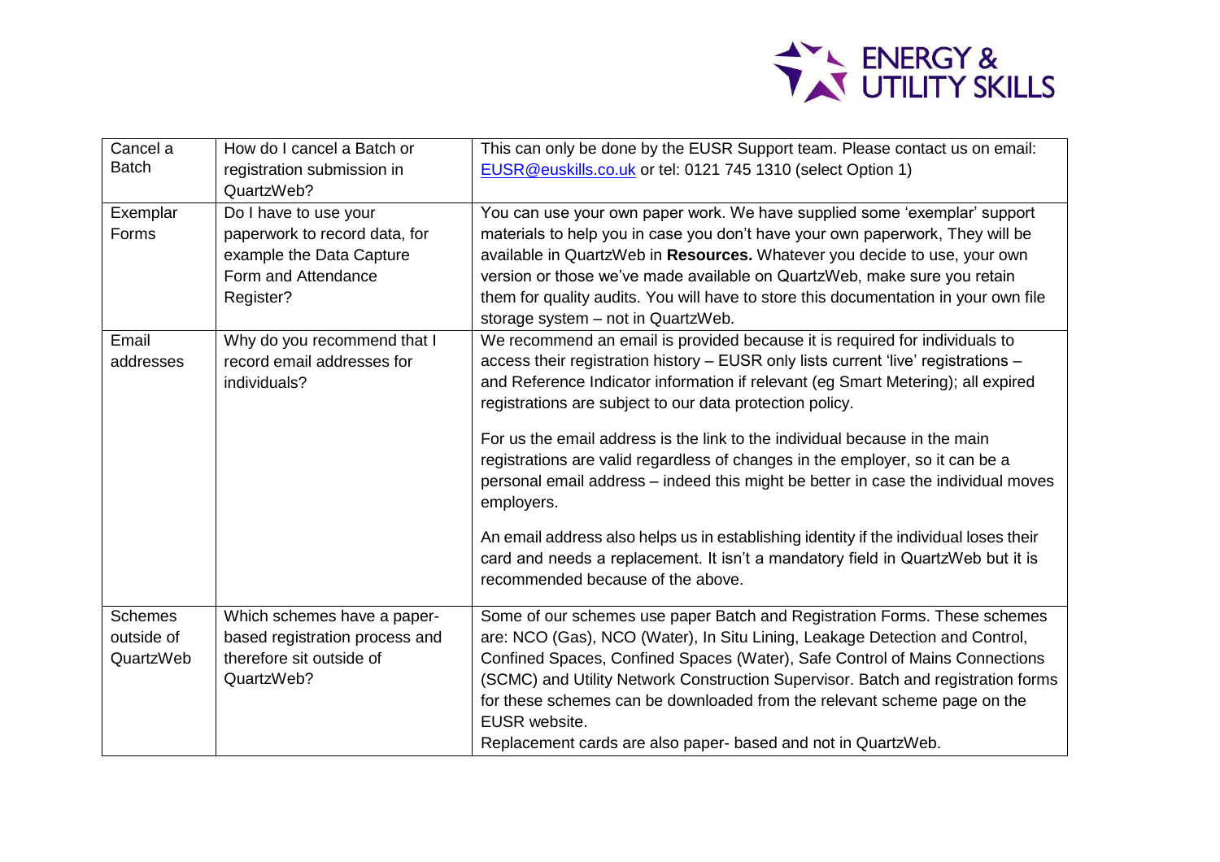| Cancel a Batch | How do I cancel a Batch or registration submission in QuartzWeb? | This can only be done by the EUSR Support team. Please contact us on email: [EUSR@euskills.co.uk](mailto:EUSR@euskills.co.uk) or tel: 0121 745 1310 (select Option 1) |
|---|---|---|
| Exemplar Forms | Do I have to use your paperwork to record data, for example the Data Capture Form and Attendance Register? | You can use your own paper work. We have supplied some 'exemplar' support materials to help you in case you don't have your own paperwork, They will be available in QuartzWeb in **Resources.** Whatever you decide to use, your own version or those we've made available on QuartzWeb, make sure you retain them for quality audits. You will have to store this documentation in your own file storage system – not in QuartzWeb. |
| Email addresses | Why do you recommend that I record email addresses for individuals? | We recommend an email is provided because it is required for individuals to access their registration history – EUSR only lists current 'live' registrations – and Reference Indicator information if relevant (eg Smart Metering); all expired registrations are subject to our data protection policy.<br><br>For us the email address is the link to the individual because in the main registrations are valid regardless of changes in the employer, so it can be a personal email address – indeed this might be better in case the individual moves employers.<br><br>An email address also helps us in establishing identity if the individual loses their card and needs a replacement. It isn't a mandatory field in QuartzWeb but it is recommended because of the above. |
| Schemes outside of QuartzWeb | Which schemes have a paper-based registration process and therefore sit outside of QuartzWeb? | Some of our schemes use paper Batch and Registration Forms. These schemes are: NCO (Gas), NCO (Water), In Situ Lining, Leakage Detection and Control, Confined Spaces, Confined Spaces (Water), Safe Control of Mains Connections (SCMC) and Utility Network Construction Supervisor. Batch and registration forms for these schemes can be downloaded from the relevant scheme page on the EUSR website.<br>Replacement cards are also paper- based and not in QuartzWeb. |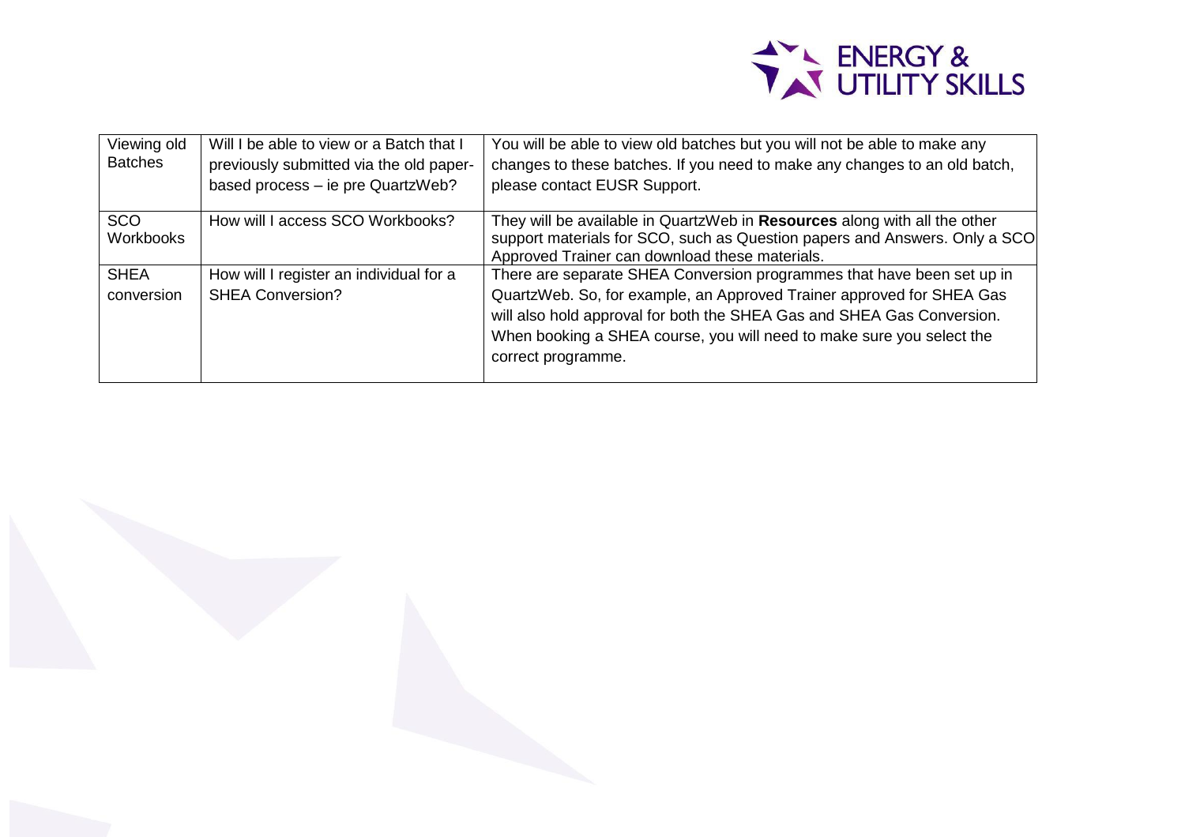| Viewing old Batches | Will I be able to view or a Batch that I previously submitted via the old paper-based process – ie pre QuartzWeb? | You will be able to view old batches but you will not be able to make any changes to these batches. If you need to make any changes to an old batch, please contact EUSR Support. |
|---|---|---|
| SCO Workbooks | How will I access SCO Workbooks? | They will be available in QuartzWeb in **Resources** along with all the other support materials for SCO, such as Question papers and Answers. Only a SCO Approved Trainer can download these materials. |
| SHEA conversion | How will I register an individual for a SHEA Conversion? | There are separate SHEA Conversion programmes that have been set up in QuartzWeb. So, for example, an Approved Trainer approved for SHEA Gas will also hold approval for both the SHEA Gas and SHEA Gas Conversion. When booking a SHEA course, you will need to make sure you select the correct programme. |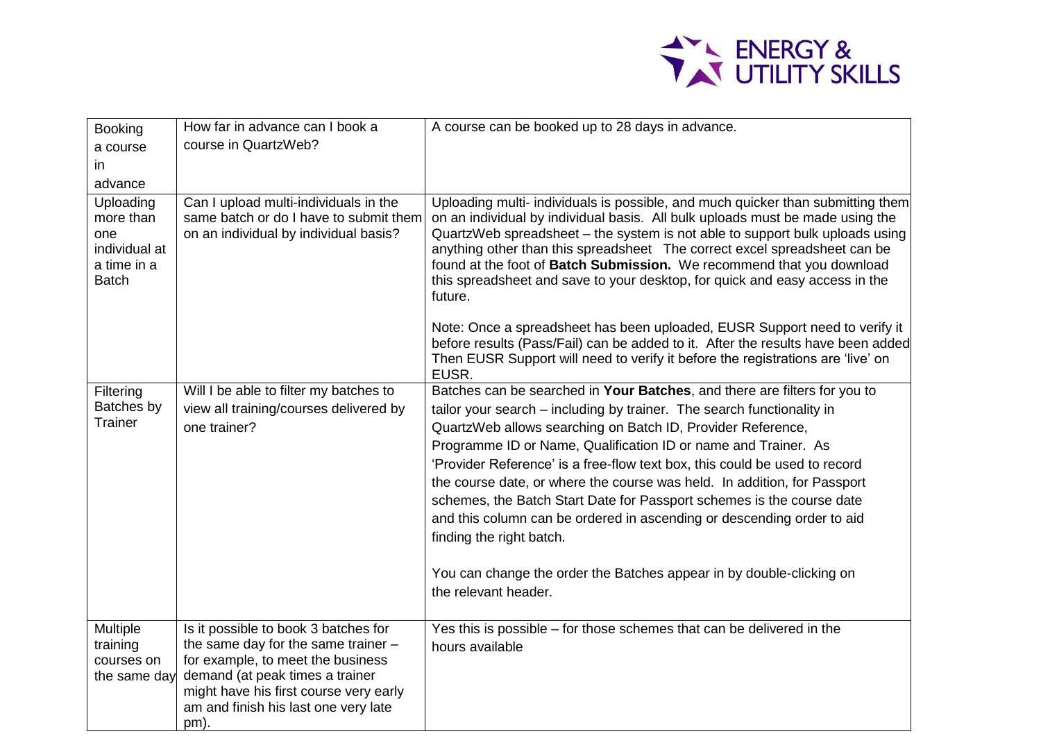| Booking a course in advance | How far in advance can I book a course in QuartzWeb? | A course can be booked up to 28 days in advance. |
|---|---|---|
| Uploading more than one individual at a time in a Batch | Can I upload multi-individuals in the same batch or do I have to submit them on an individual by individual basis? | Uploading multi- individuals is possible, and much quicker than submitting them on an individual by individual basis. All bulk uploads must be made using the QuartzWeb spreadsheet – the system is not able to support bulk uploads using anything other than this spreadsheet The correct excel spreadsheet can be found at the foot of **Batch Submission.** We recommend that you download this spreadsheet and save to your desktop, for quick and easy access in the future.<br><br>Note: Once a spreadsheet has been uploaded, EUSR Support need to verify it before results (Pass/Fail) can be added to it. After the results have been added Then EUSR Support will need to verify it before the registrations are 'live' on EUSR. |
| Filtering Batches by Trainer | Will I be able to filter my batches to view all training/courses delivered by one trainer? | Batches can be searched in **Your Batches**, and there are filters for you to tailor your search – including by trainer. The search functionality in QuartzWeb allows searching on Batch ID, Provider Reference, Programme ID or Name, Qualification ID or name and Trainer. As 'Provider Reference' is a free-flow text box, this could be used to record the course date, or where the course was held. In addition, for Passport schemes, the Batch Start Date for Passport schemes is the course date and this column can be ordered in ascending or descending order to aid finding the right batch.<br><br>You can change the order the Batches appear in by double-clicking on the relevant header. |
| Multiple training courses on the same day | Is it possible to book 3 batches for the same day for the same trainer – for example, to meet the business demand (at peak times a trainer might have his first course very early am and finish his last one very late pm). | Yes this is possible – for those schemes that can be delivered in the hours available |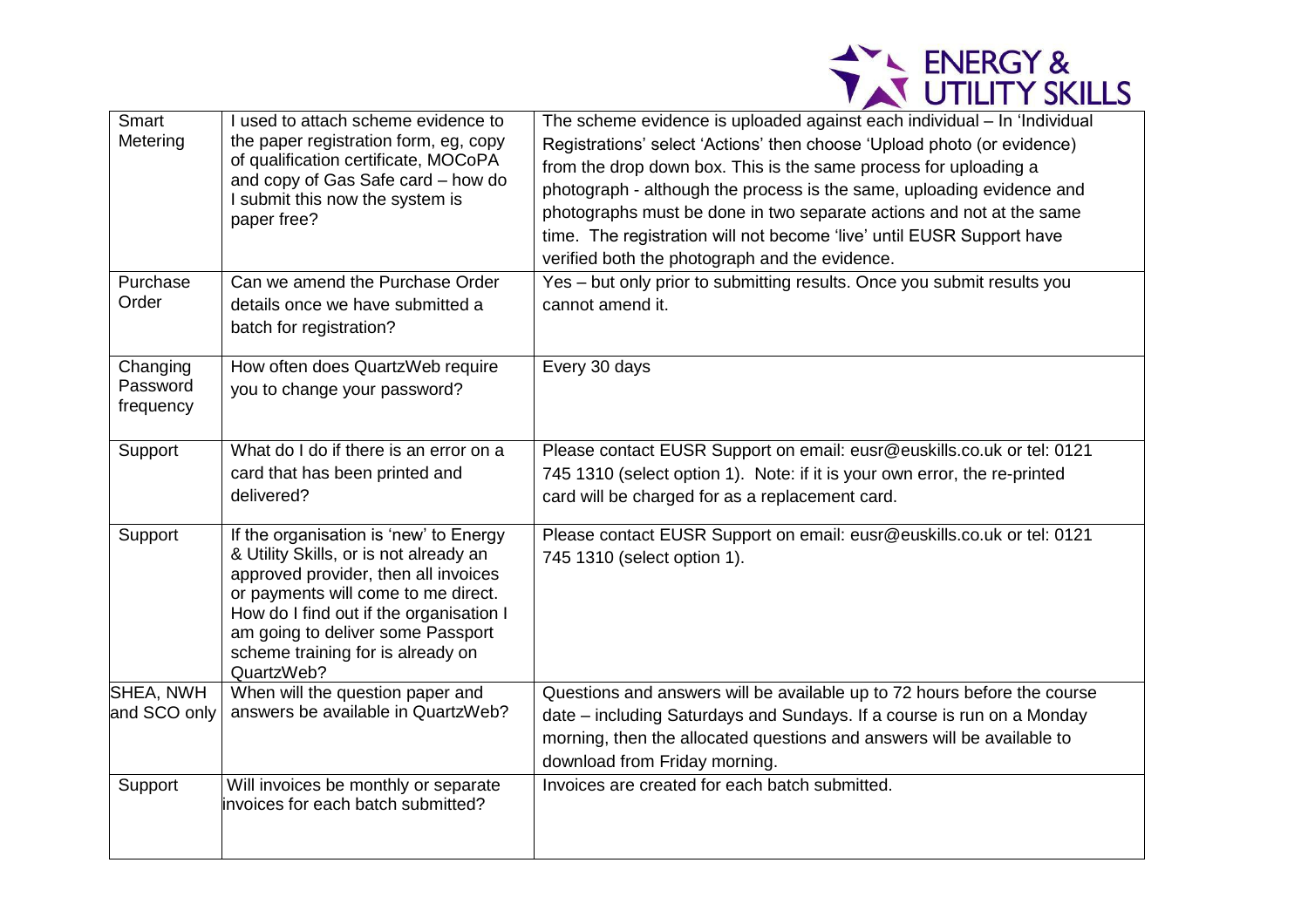| Smart Metering | I used to attach scheme evidence to the paper registration form, eg, copy of qualification certificate, MOCoPA and copy of Gas Safe card – how do I submit this now the system is paper free? | The scheme evidence is uploaded against each individual – In 'Individual Registrations' select 'Actions' then choose 'Upload photo (or evidence) from the drop down box. This is the same process for uploading a photograph - although the process is the same, uploading evidence and photographs must be done in two separate actions and not at the same time. The registration will not become 'live' until EUSR Support have verified both the photograph and the evidence. |
|---|---|---|
| Purchase Order | Can we amend the Purchase Order details once we have submitted a batch for registration? | Yes – but only prior to submitting results. Once you submit results you cannot amend it. |
| Changing Password frequency | How often does QuartzWeb require you to change your password? | Every 30 days |
| Support | What do I do if there is an error on a card that has been printed and delivered? | Please contact EUSR Support on email: eusr@euskills.co.uk or tel: 0121 745 1310 (select option 1). Note: if it is your own error, the re-printed card will be charged for as a replacement card. |
| Support | If the organisation is 'new' to Energy & Utility Skills, or is not already an approved provider, then all invoices or payments will come to me direct. How do I find out if the organisation I am going to deliver some Passport scheme training for is already on QuartzWeb? | Please contact EUSR Support on email: eusr@euskills.co.uk or tel: 0121 745 1310 (select option 1). |
| SHEA, NWH and SCO only | When will the question paper and answers be available in QuartzWeb? | Questions and answers will be available up to 72 hours before the course date – including Saturdays and Sundays. If a course is run on a Monday morning, then the allocated questions and answers will be available to download from Friday morning. |
| Support | Will invoices be monthly or separate invoices for each batch submitted? | Invoices are created for each batch submitted. |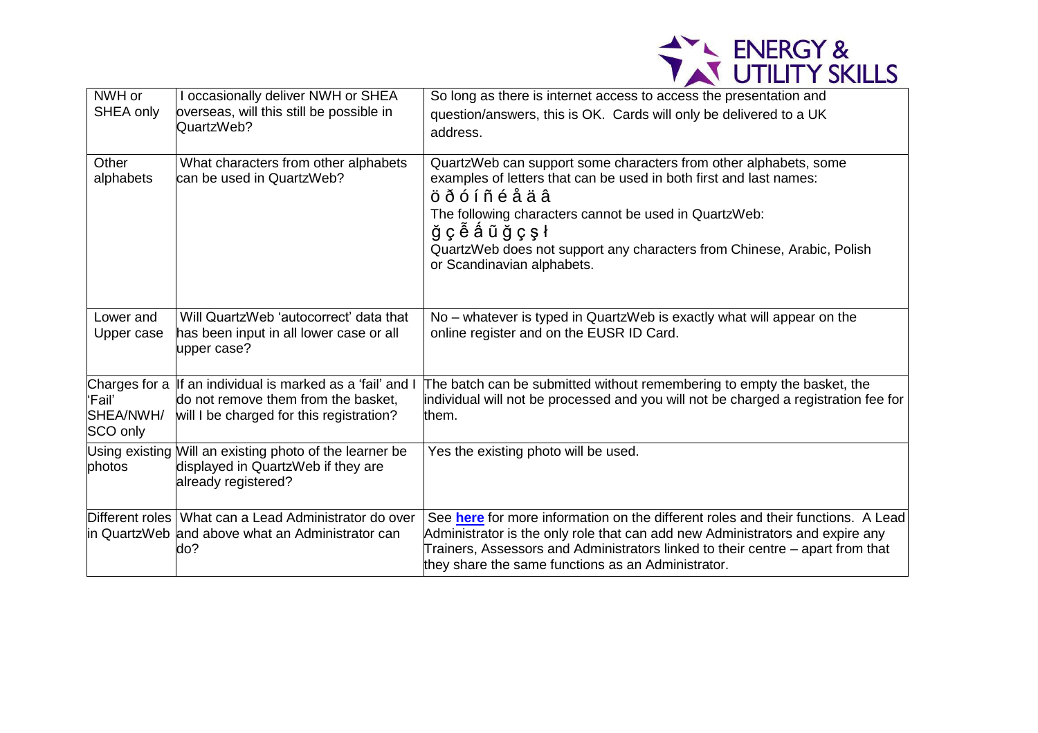| NWH or SHEA only | I occasionally deliver NWH or SHEA overseas, will this still be possible in QuartzWeb? | So long as there is internet access to access the presentation and question/answers, this is OK. Cards will only be delivered to a UK address. |
|---|---|---|
| Other alphabets | What characters from other alphabets can be used in QuartzWeb? | QuartzWeb can support some characters from other alphabets, some examples of letters that can be used in both first and last names:<br>ö ð ó í ñ é å ä â<br>The following characters cannot be used in QuartzWeb:<br>ğ ç ễ ấ ũ ğ ç ş ł<br>QuartzWeb does not support any characters from Chinese, Arabic, Polish or Scandinavian alphabets. |
| Lower and Upper case | Will QuartzWeb 'autocorrect' data that has been input in all lower case or all upper case? | No – whatever is typed in QuartzWeb is exactly what will appear on the online register and on the EUSR ID Card. |
| Charges for a 'Fail' SHEA/NWH/ SCO only | If an individual is marked as a 'fail' and I do not remove them from the basket, will I be charged for this registration? | The batch can be submitted without remembering to empty the basket, the individual will not be processed and you will not be charged a registration fee for them. |
| Using existing photos | Will an existing photo of the learner be displayed in QuartzWeb if they are already registered? | Yes the existing photo will be used. |
| Different roles in QuartzWeb | What can a Lead Administrator do over and above what an Administrator can do? | See **here** for more information on the different roles and their functions. A Lead Administrator is the only role that can add new Administrators and expire any Trainers, Assessors and Administrators linked to their centre – apart from that they share the same functions as an Administrator. |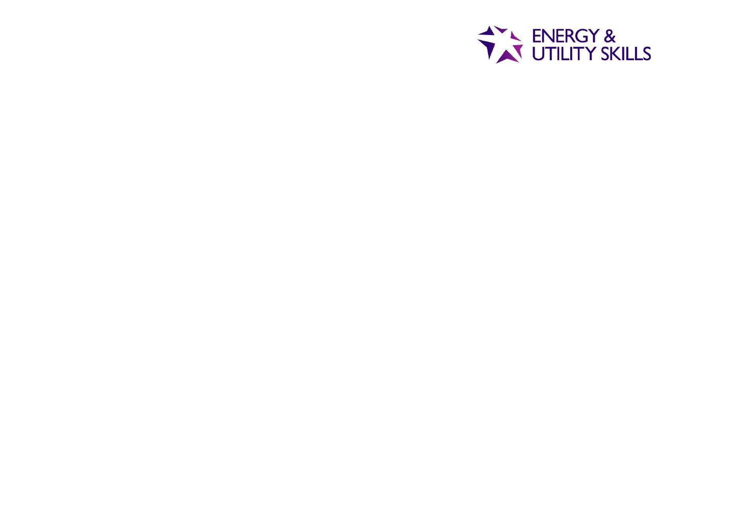ENERGY &
UTILITY SKILLS